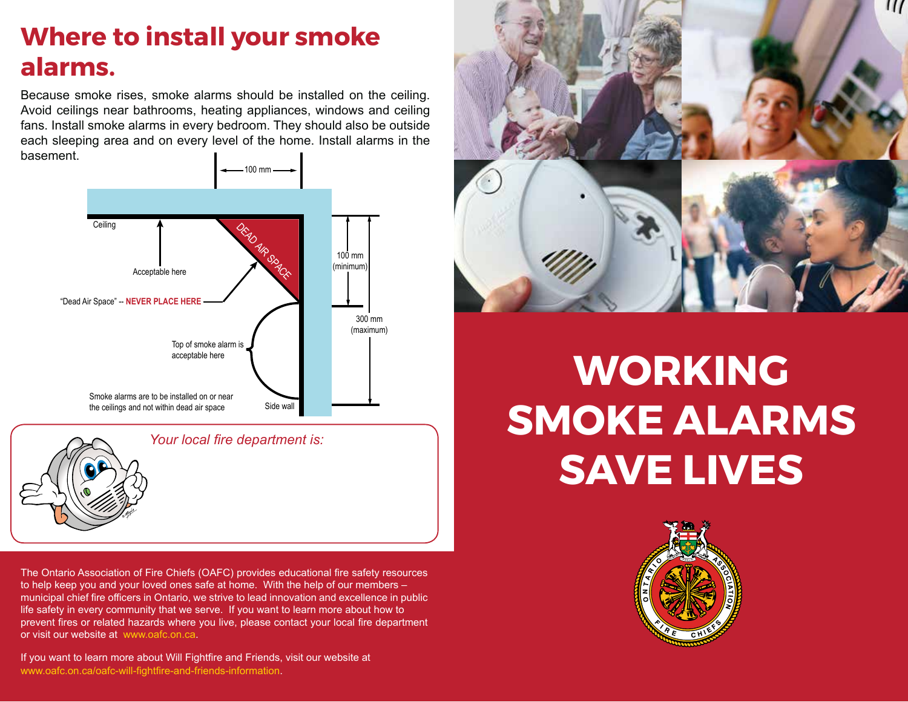# Where to install your smoke alarms.

Because smoke rises, smoke alarms should be installed on the ceiling. Avoid ceilings near bathrooms, heating appliances, windows and ceiling fans. Install smoke alarms in every bedroom. They should also be outside each sleeping area and on every level of the home. Install alarms in the basement.

100 mm

Ceiling

Acceptable here

DEAD AIR SPACE

"Dead Air Space" -- **NEVER PLACE HERE**

100 mm (minimum)

300 mm (maximum)

Top of smoke alarm is acceptable here

Smoke alarms are to be installed on or near the ceilings and not within dead air space

Side wall

*Your local fire department is:*

The Ontario Association of Fire Chiefs (OAFC) provides educational fire safety resources to help keep you and your loved ones safe at home. With the help of our members – municipal chief fire officers in Ontario, we strive to lead innovation and excellence in public life safety in every community that we serve. If you want to learn more about how to prevent fires or related hazards where you live, please contact your local fire department or visit our website at www.oafc.on.ca.

If you want to learn more about Will Fightfire and Friends, visit our website at www.oafc.on.ca/oafc-will-fightfire-and-friends-information.

# WORKING SMOKE ALARMS SAVE LIVES

ONTARIO ASSOCIATION FIRE CHIEFS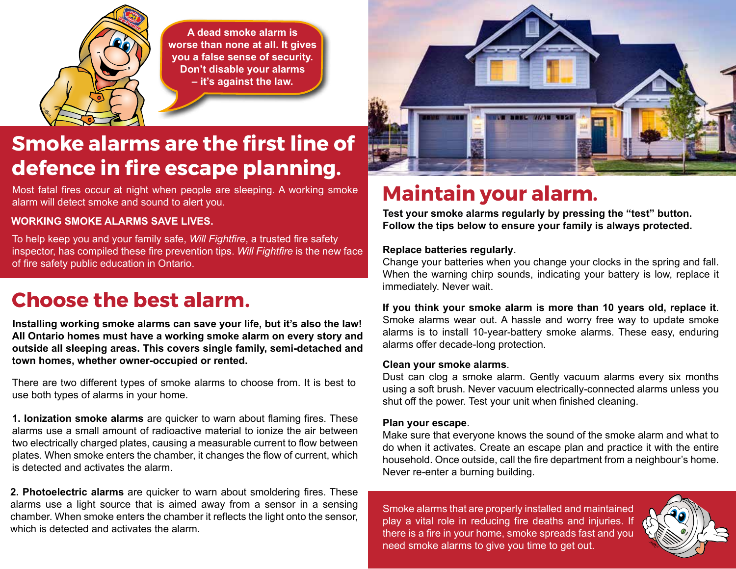A dead smoke alarm is worse than none at all. It gives you a false sense of security. Don't disable your alarms – it's against the law.

# Smoke alarms are the first line of defence in fire escape planning.

Most fatal fires occur at night when people are sleeping. A working smoke alarm will detect smoke and sound to alert you.

**WORKING SMOKE ALARMS SAVE LIVES.**

To help keep you and your family safe, *Will Fightfire*, a trusted fire safety inspector, has compiled these fire prevention tips. *Will Fightfire* is the new face of fire safety public education in Ontario.

## Choose the best alarm.

**Installing working smoke alarms can save your life, but it's also the law! All Ontario homes must have a working smoke alarm on every story and outside all sleeping areas. This covers single family, semi-detached and town homes, whether owner-occupied or rented.**

There are two different types of smoke alarms to choose from. It is best to use both types of alarms in your home.

**1. Ionization smoke alarms** are quicker to warn about flaming fires. These alarms use a small amount of radioactive material to ionize the air between two electrically charged plates, causing a measurable current to flow between plates. When smoke enters the chamber, it changes the flow of current, which is detected and activates the alarm.

**2. Photoelectric alarms** are quicker to warn about smoldering fires. These alarms use a light source that is aimed away from a sensor in a sensing chamber. When smoke enters the chamber it reflects the light onto the sensor, which is detected and activates the alarm.

## Maintain your alarm.

**Test your smoke alarms regularly by pressing the "test" button. Follow the tips below to ensure your family is always protected.**

**Replace batteries regularly**.
Change your batteries when you change your clocks in the spring and fall. When the warning chirp sounds, indicating your battery is low, replace it immediately. Never wait.

**If you think your smoke alarm is more than 10 years old, replace it**.
Smoke alarms wear out. A hassle and worry free way to update smoke alarms is to install 10-year-battery smoke alarms. These easy, enduring alarms offer decade-long protection.

**Clean your smoke alarms**.
Dust can clog a smoke alarm. Gently vacuum alarms every six months using a soft brush. Never vacuum electrically-connected alarms unless you shut off the power. Test your unit when finished cleaning.

**Plan your escape**.
Make sure that everyone knows the sound of the smoke alarm and what to do when it activates. Create an escape plan and practice it with the entire household. Once outside, call the fire department from a neighbour's home. Never re-enter a burning building.

Smoke alarms that are properly installed and maintained play a vital role in reducing fire deaths and injuries. If there is a fire in your home, smoke spreads fast and you need smoke alarms to give you time to get out.